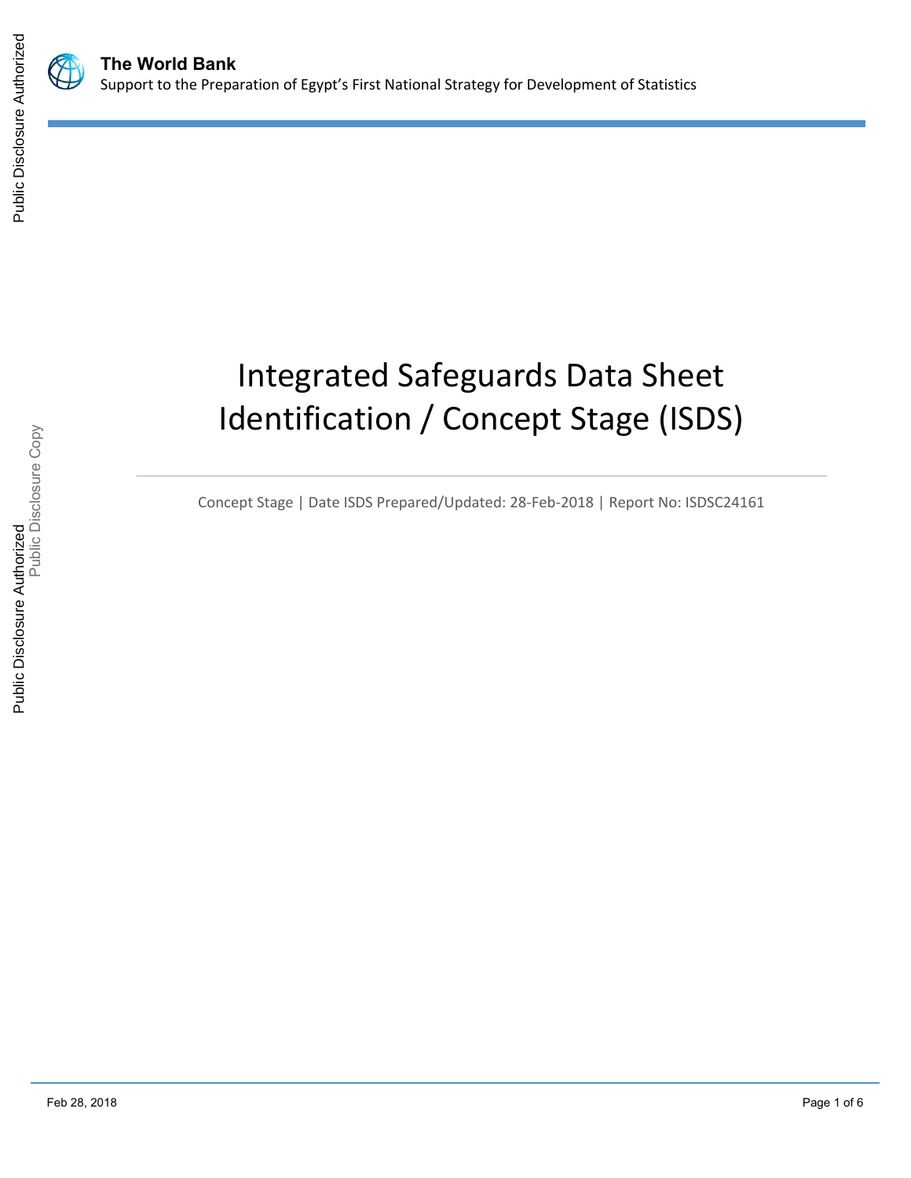**The World Bank**

Support to the Preparation of Egypt's First National Strategy for Development of Statistics

# Integrated Safeguards Data Sheet Identification / Concept Stage (ISDS)

Concept Stage | Date ISDS Prepared/Updated: 28-Feb-2018 | Report No: ISDSC24161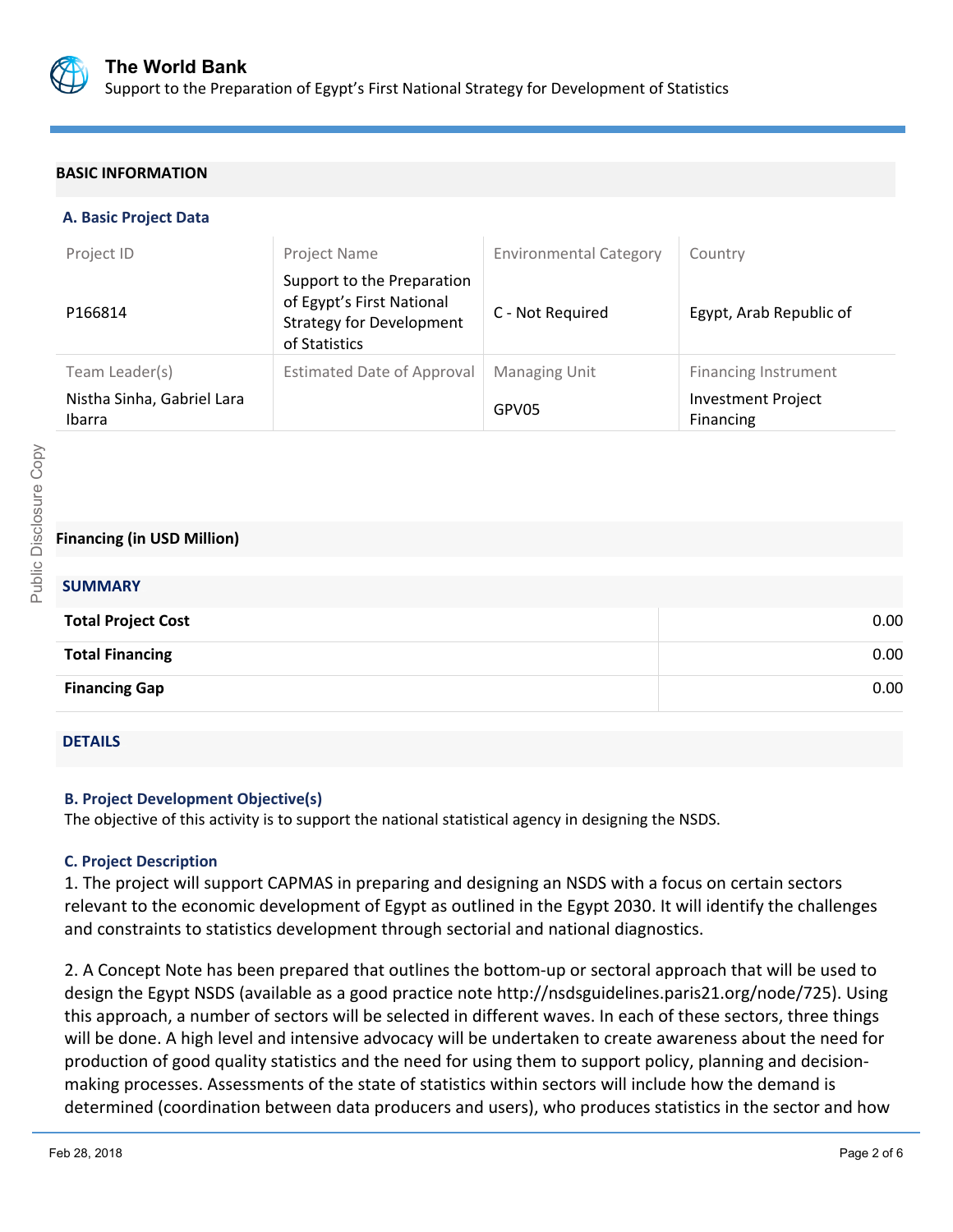## BASIC INFORMATION

### A. Basic Project Data

| Project ID | Project Name | Environmental Category | Country |
|---|---|---|---|
| P166814 | Support to the Preparation of Egypt's First National Strategy for Development of Statistics | C - Not Required | Egypt, Arab Republic of |
| **Team Leader(s)** | **Estimated Date of Approval** | **Managing Unit** | **Financing Instrument** |
| Nistha Sinha, Gabriel Lara Ibarra | | GPV05 | Investment Project Financing |

### Financing (in USD Million)

**SUMMARY**

| | |
|---|---|
| **Total Project Cost** | 0.00 |
| **Total Financing** | 0.00 |
| **Financing Gap** | 0.00 |

**DETAILS**

### B. Project Development Objective(s)

The objective of this activity is to support the national statistical agency in designing the NSDS.

### C. Project Description

1. The project will support CAPMAS in preparing and designing an NSDS with a focus on certain sectors relevant to the economic development of Egypt as outlined in the Egypt 2030. It will identify the challenges and constraints to statistics development through sectorial and national diagnostics.

2. A Concept Note has been prepared that outlines the bottom-up or sectoral approach that will be used to design the Egypt NSDS (available as a good practice note http://nsdsguidelines.paris21.org/node/725). Using this approach, a number of sectors will be selected in different waves. In each of these sectors, three things will be done. A high level and intensive advocacy will be undertaken to create awareness about the need for production of good quality statistics and the need for using them to support policy, planning and decision-making processes. Assessments of the state of statistics within sectors will include how the demand is determined (coordination between data producers and users), who produces statistics in the sector and how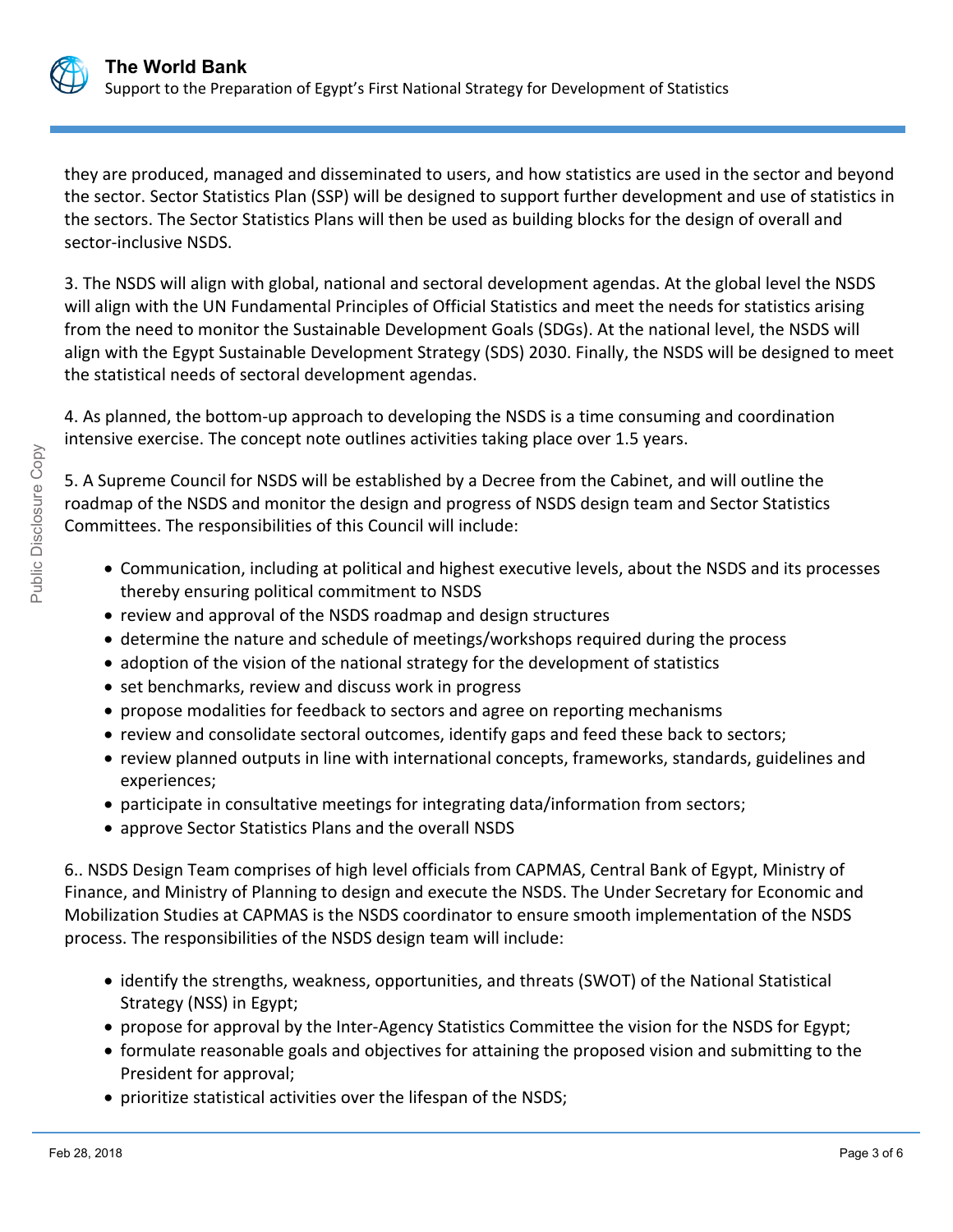they are produced, managed and disseminated to users, and how statistics are used in the sector and beyond the sector. Sector Statistics Plan (SSP) will be designed to support further development and use of statistics in the sectors. The Sector Statistics Plans will then be used as building blocks for the design of overall and sector-inclusive NSDS.

3. The NSDS will align with global, national and sectoral development agendas. At the global level the NSDS will align with the UN Fundamental Principles of Official Statistics and meet the needs for statistics arising from the need to monitor the Sustainable Development Goals (SDGs). At the national level, the NSDS will align with the Egypt Sustainable Development Strategy (SDS) 2030. Finally, the NSDS will be designed to meet the statistical needs of sectoral development agendas.

4. As planned, the bottom-up approach to developing the NSDS is a time consuming and coordination intensive exercise. The concept note outlines activities taking place over 1.5 years.

5. A Supreme Council for NSDS will be established by a Decree from the Cabinet, and will outline the roadmap of the NSDS and monitor the design and progress of NSDS design team and Sector Statistics Committees. The responsibilities of this Council will include:

- Communication, including at political and highest executive levels, about the NSDS and its processes thereby ensuring political commitment to NSDS
- review and approval of the NSDS roadmap and design structures
- determine the nature and schedule of meetings/workshops required during the process
- adoption of the vision of the national strategy for the development of statistics
- set benchmarks, review and discuss work in progress
- propose modalities for feedback to sectors and agree on reporting mechanisms
- review and consolidate sectoral outcomes, identify gaps and feed these back to sectors;
- review planned outputs in line with international concepts, frameworks, standards, guidelines and experiences;
- participate in consultative meetings for integrating data/information from sectors;
- approve Sector Statistics Plans and the overall NSDS

6.. NSDS Design Team comprises of high level officials from CAPMAS, Central Bank of Egypt, Ministry of Finance, and Ministry of Planning to design and execute the NSDS. The Under Secretary for Economic and Mobilization Studies at CAPMAS is the NSDS coordinator to ensure smooth implementation of the NSDS process. The responsibilities of the NSDS design team will include:

- identify the strengths, weakness, opportunities, and threats (SWOT) of the National Statistical Strategy (NSS) in Egypt;
- propose for approval by the Inter-Agency Statistics Committee the vision for the NSDS for Egypt;
- formulate reasonable goals and objectives for attaining the proposed vision and submitting to the President for approval;
- prioritize statistical activities over the lifespan of the NSDS;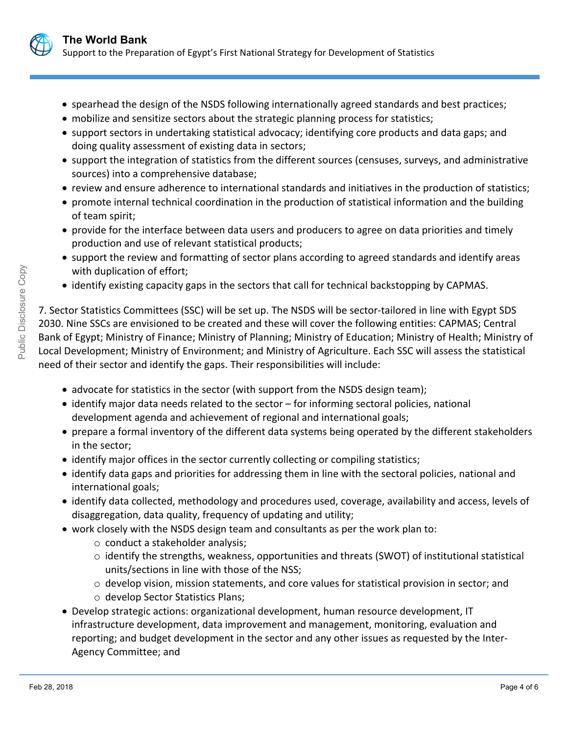- spearhead the design of the NSDS following internationally agreed standards and best practices;
- mobilize and sensitize sectors about the strategic planning process for statistics;
- support sectors in undertaking statistical advocacy; identifying core products and data gaps; and doing quality assessment of existing data in sectors;
- support the integration of statistics from the different sources (censuses, surveys, and administrative sources) into a comprehensive database;
- review and ensure adherence to international standards and initiatives in the production of statistics;
- promote internal technical coordination in the production of statistical information and the building of team spirit;
- provide for the interface between data users and producers to agree on data priorities and timely production and use of relevant statistical products;
- support the review and formatting of sector plans according to agreed standards and identify areas with duplication of effort;
- identify existing capacity gaps in the sectors that call for technical backstopping by CAPMAS.

7. Sector Statistics Committees (SSC) will be set up. The NSDS will be sector-tailored in line with Egypt SDS 2030. Nine SSCs are envisioned to be created and these will cover the following entities: CAPMAS; Central Bank of Egypt; Ministry of Finance; Ministry of Planning; Ministry of Education; Ministry of Health; Ministry of Local Development; Ministry of Environment; and Ministry of Agriculture. Each SSC will assess the statistical need of their sector and identify the gaps. Their responsibilities will include:

- advocate for statistics in the sector (with support from the NSDS design team);
- identify major data needs related to the sector – for informing sectoral policies, national development agenda and achievement of regional and international goals;
- prepare a formal inventory of the different data systems being operated by the different stakeholders in the sector;
- identify major offices in the sector currently collecting or compiling statistics;
- identify data gaps and priorities for addressing them in line with the sectoral policies, national and international goals;
- identify data collected, methodology and procedures used, coverage, availability and access, levels of disaggregation, data quality, frequency of updating and utility;
- work closely with the NSDS design team and consultants as per the work plan to:
  - conduct a stakeholder analysis;
  - identify the strengths, weakness, opportunities and threats (SWOT) of institutional statistical units/sections in line with those of the NSS;
  - develop vision, mission statements, and core values for statistical provision in sector; and
  - develop Sector Statistics Plans;
- Develop strategic actions: organizational development, human resource development, IT infrastructure development, data improvement and management, monitoring, evaluation and reporting; and budget development in the sector and any other issues as requested by the Inter-Agency Committee; and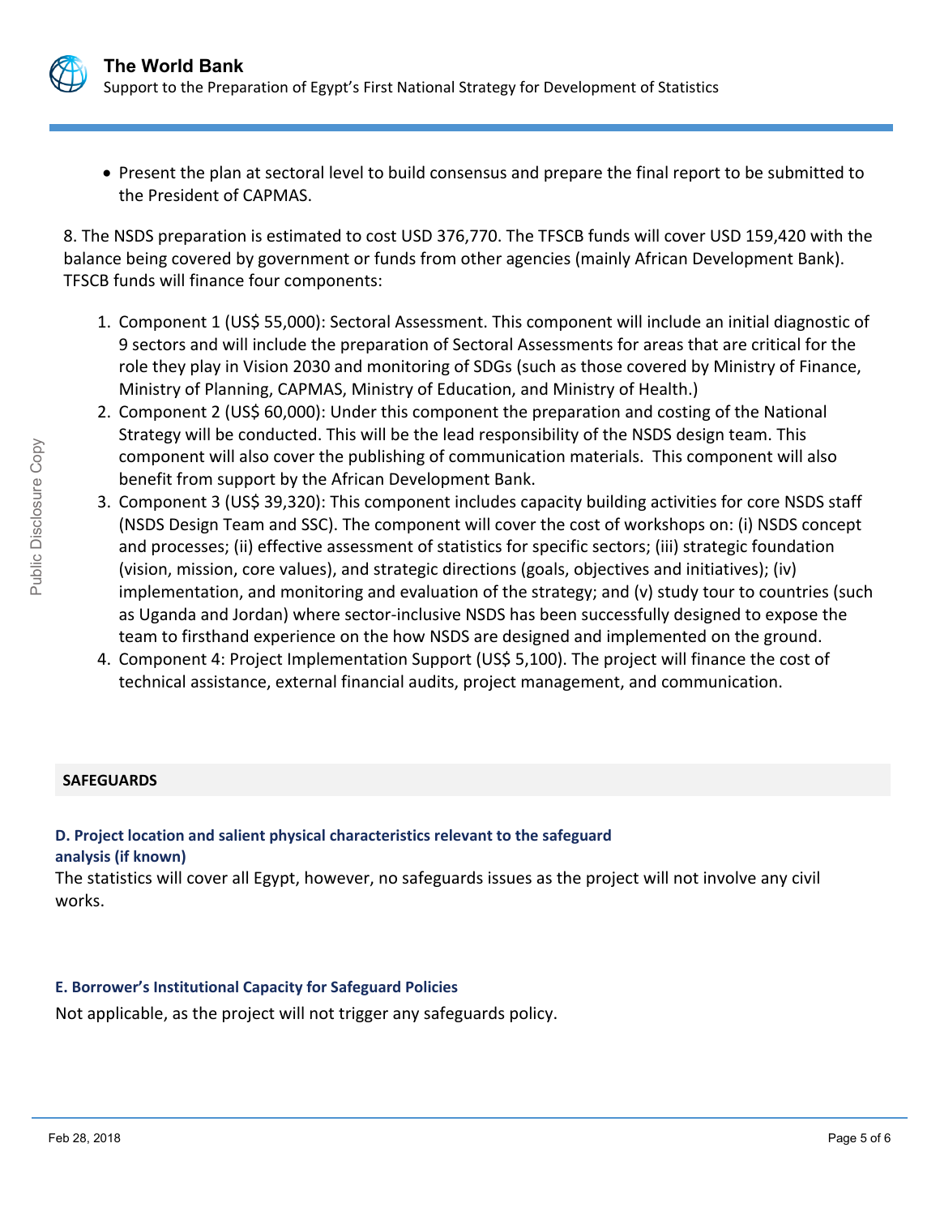- Present the plan at sectoral level to build consensus and prepare the final report to be submitted to the President of CAPMAS.

8. The NSDS preparation is estimated to cost USD 376,770. The TFSCB funds will cover USD 159,420 with the balance being covered by government or funds from other agencies (mainly African Development Bank). TFSCB funds will finance four components:

1. Component 1 (US$ 55,000): Sectoral Assessment. This component will include an initial diagnostic of 9 sectors and will include the preparation of Sectoral Assessments for areas that are critical for the role they play in Vision 2030 and monitoring of SDGs (such as those covered by Ministry of Finance, Ministry of Planning, CAPMAS, Ministry of Education, and Ministry of Health.)
2. Component 2 (US$ 60,000): Under this component the preparation and costing of the National Strategy will be conducted. This will be the lead responsibility of the NSDS design team. This component will also cover the publishing of communication materials. This component will also benefit from support by the African Development Bank.
3. Component 3 (US$ 39,320): This component includes capacity building activities for core NSDS staff (NSDS Design Team and SSC). The component will cover the cost of workshops on: (i) NSDS concept and processes; (ii) effective assessment of statistics for specific sectors; (iii) strategic foundation (vision, mission, core values), and strategic directions (goals, objectives and initiatives); (iv) implementation, and monitoring and evaluation of the strategy; and (v) study tour to countries (such as Uganda and Jordan) where sector-inclusive NSDS has been successfully designed to expose the team to firsthand experience on the how NSDS are designed and implemented on the ground.
4. Component 4: Project Implementation Support (US$ 5,100). The project will finance the cost of technical assistance, external financial audits, project management, and communication.

## SAFEGUARDS

### D. Project location and salient physical characteristics relevant to the safeguard analysis (if known)

The statistics will cover all Egypt, however, no safeguards issues as the project will not involve any civil works.

### E. Borrower's Institutional Capacity for Safeguard Policies

Not applicable, as the project will not trigger any safeguards policy.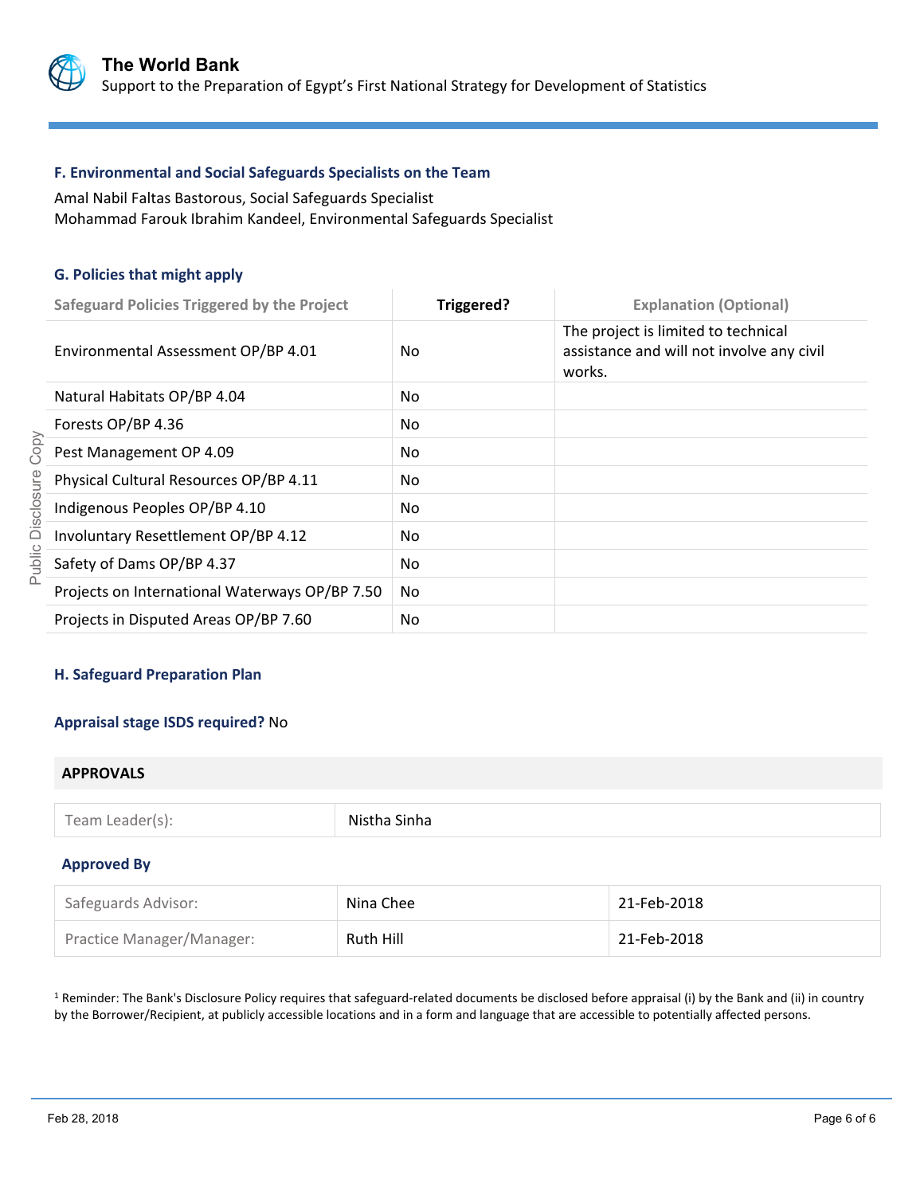### F. Environmental and Social Safeguards Specialists on the Team

Amal Nabil Faltas Bastorous, Social Safeguards Specialist
Mohammad Farouk Ibrahim Kandeel, Environmental Safeguards Specialist

### G. Policies that might apply

| Safeguard Policies Triggered by the Project | Triggered? | Explanation (Optional) |
|---|---|---|
| Environmental Assessment OP/BP 4.01 | No | The project is limited to technical assistance and will not involve any civil works. |
| Natural Habitats OP/BP 4.04 | No | |
| Forests OP/BP 4.36 | No | |
| Pest Management OP 4.09 | No | |
| Physical Cultural Resources OP/BP 4.11 | No | |
| Indigenous Peoples OP/BP 4.10 | No | |
| Involuntary Resettlement OP/BP 4.12 | No | |
| Safety of Dams OP/BP 4.37 | No | |
| Projects on International Waterways OP/BP 7.50 | No | |
| Projects in Disputed Areas OP/BP 7.60 | No | |

### H. Safeguard Preparation Plan

**Appraisal stage ISDS required?** No

**APPROVALS**

| | |
|---|---|
| Team Leader(s): | Nistha Sinha |

**Approved By**

| | | |
|---|---|---|
| Safeguards Advisor: | Nina Chee | 21-Feb-2018 |
| Practice Manager/Manager: | Ruth Hill | 21-Feb-2018 |

[1] Reminder: The Bank's Disclosure Policy requires that safeguard-related documents be disclosed before appraisal (i) by the Bank and (ii) in country by the Borrower/Recipient, at publicly accessible locations and in a form and language that are accessible to potentially affected persons.